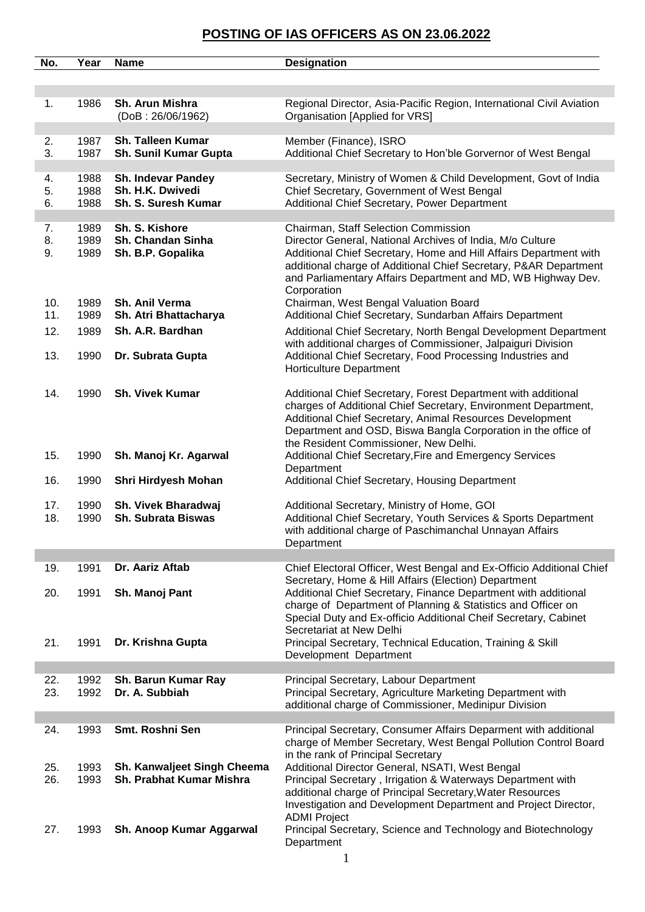# POSTING OF IAS OFFICERS AS ON 23.06.2022

| No. | Year | Name | Designation |
|---|---|---|---|
| 1. | 1986 | **Sh. Arun Mishra** (DoB : 26/06/1962) | Regional Director, Asia-Pacific Region, International Civil Aviation Organisation [Applied for VRS] |
| 2. | 1987 | **Sh. Talleen Kumar** | Member (Finance), ISRO |
| 3. | 1987 | **Sh. Sunil Kumar Gupta** | Additional Chief Secretary to Hon'ble Gorvernor of West Bengal |
| 4. | 1988 | **Sh. Indevar Pandey** | Secretary, Ministry of Women & Child Development, Govt of India |
| 5. | 1988 | **Sh. H.K. Dwivedi** | Chief Secretary, Government of West Bengal |
| 6. | 1988 | **Sh. S. Suresh Kumar** | Additional Chief Secretary, Power Department |
| 7. | 1989 | **Sh. S. Kishore** | Chairman, Staff Selection Commission |
| 8. | 1989 | **Sh. Chandan Sinha** | Director General, National Archives of India, M/o Culture |
| 9. | 1989 | **Sh. B.P. Gopalika** | Additional Chief Secretary, Home and Hill Affairs Department with additional charge of Additional Chief Secretary, P&AR Department and Parliamentary Affairs Department and MD, WB Highway Dev. Corporation |
| 10. | 1989 | **Sh. Anil Verma** | Chairman, West Bengal Valuation Board |
| 11. | 1989 | **Sh. Atri Bhattacharya** | Additional Chief Secretary, Sundarban Affairs Department |
| 12. | 1989 | **Sh. A.R. Bardhan** | Additional Chief Secretary, North Bengal Development Department with additional charges of Commissioner, Jalpaiguri Division |
| 13. | 1990 | **Dr. Subrata Gupta** | Additional Chief Secretary, Food Processing Industries and Horticulture Department |
| 14. | 1990 | **Sh. Vivek Kumar** | Additional Chief Secretary, Forest Department with additional charges of Additional Chief Secretary, Environment Department, Additional Chief Secretary, Animal Resources Development Department and OSD, Biswa Bangla Corporation in the office of the Resident Commissioner, New Delhi. |
| 15. | 1990 | **Sh. Manoj Kr. Agarwal** | Additional Chief Secretary,Fire and Emergency Services Department |
| 16. | 1990 | **Shri Hirdyesh Mohan** | Additional Chief Secretary, Housing Department |
| 17. | 1990 | **Sh. Vivek Bharadwaj** | Additional Secretary, Ministry of Home, GOI |
| 18. | 1990 | **Sh. Subrata Biswas** | Additional Chief Secretary, Youth Services & Sports Department with additional charge of Paschimanchal Unnayan Affairs Department |
| 19. | 1991 | **Dr. Aariz Aftab** | Chief Electoral Officer, West Bengal and Ex-Officio Additional Chief Secretary, Home & Hill Affairs (Election) Department |
| 20. | 1991 | **Sh. Manoj Pant** | Additional Chief Secretary, Finance Department with additional charge of Department of Planning & Statistics and Officer on Special Duty and Ex-officio Additional Cheif Secretary, Cabinet Secretariat at New Delhi |
| 21. | 1991 | **Dr. Krishna Gupta** | Principal Secretary, Technical Education, Training & Skill Development Department |
| 22. | 1992 | **Sh. Barun Kumar Ray** | Principal Secretary, Labour Department |
| 23. | 1992 | **Dr. A. Subbiah** | Principal Secretary, Agriculture Marketing Department with additional charge of Commissioner, Medinipur Division |
| 24. | 1993 | **Smt. Roshni Sen** | Principal Secretary, Consumer Affairs Deparment with additional charge of Member Secretary, West Bengal Pollution Control Board in the rank of Principal Secretary |
| 25. | 1993 | **Sh. Kanwaljeet Singh Cheema** | Additional Director General, NSATI, West Bengal |
| 26. | 1993 | **Sh. Prabhat Kumar Mishra** | Principal Secretary , Irrigation & Waterways Department with additional charge of Principal Secretary,Water Resources Investigation and Development Department and Project Director, ADMI Project |
| 27. | 1993 | **Sh. Anoop Kumar Aggarwal** | Principal Secretary, Science and Technology and Biotechnology Department |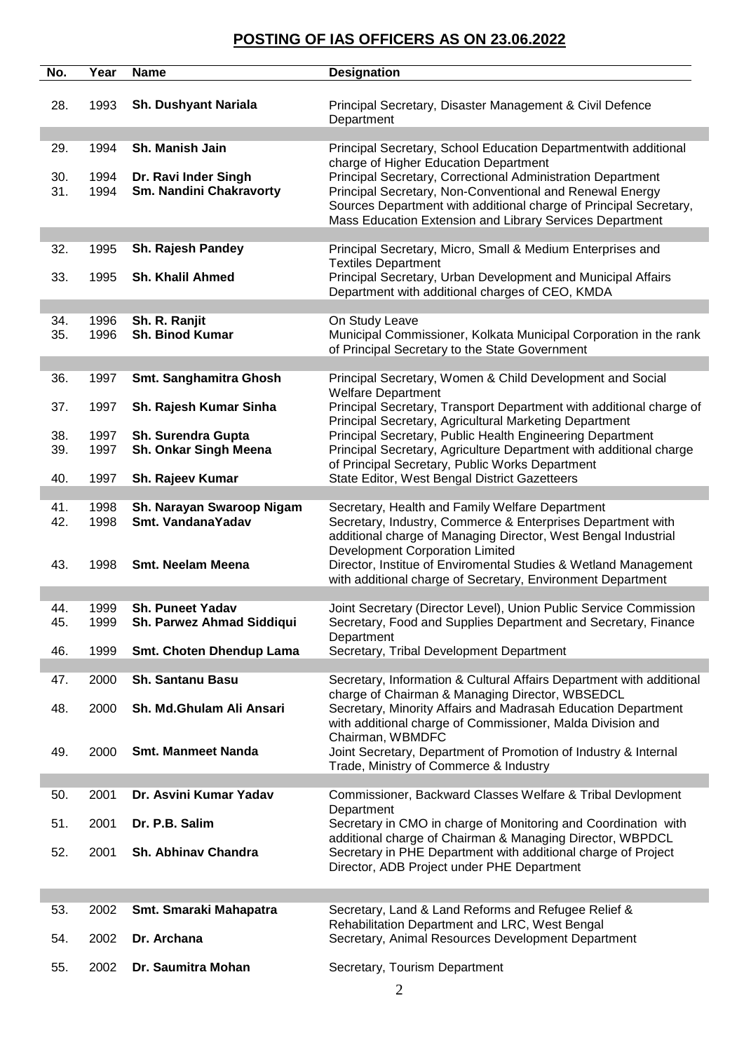## POSTING OF IAS OFFICERS AS ON 23.06.2022

| No. | Year | Name | Designation |
|---|---|---|---|
| 28. | 1993 | **Sh. Dushyant Nariala** | Principal Secretary, Disaster Management & Civil Defence Department |
| 29. | 1994 | **Sh. Manish Jain** | Principal Secretary, School Education Departmentwith additional charge of Higher Education Department |
| 30. | 1994 | **Dr. Ravi Inder Singh** | Principal Secretary, Correctional Administration Department |
| 31. | 1994 | **Sm. Nandini Chakravorty** | Principal Secretary, Non-Conventional and Renewal Energy Sources Department with additional charge of Principal Secretary, Mass Education Extension and Library Services Department |
| 32. | 1995 | **Sh. Rajesh Pandey** | Principal Secretary, Micro, Small & Medium Enterprises and Textiles Department |
| 33. | 1995 | **Sh. Khalil Ahmed** | Principal Secretary, Urban Development and Municipal Affairs Department with additional charges of CEO, KMDA |
| 34. | 1996 | **Sh. R. Ranjit** | On Study Leave |
| 35. | 1996 | **Sh. Binod Kumar** | Municipal Commissioner, Kolkata Municipal Corporation in the rank of Principal Secretary to the State Government |
| 36. | 1997 | **Smt. Sanghamitra Ghosh** | Principal Secretary, Women & Child Development and Social Welfare Department |
| 37. | 1997 | **Sh. Rajesh Kumar Sinha** | Principal Secretary, Transport Department with additional charge of Principal Secretary, Agricultural Marketing Department |
| 38. | 1997 | **Sh. Surendra Gupta** | Principal Secretary, Public Health Engineering Department |
| 39. | 1997 | **Sh. Onkar Singh Meena** | Principal Secretary, Agriculture Department with additional charge of Principal Secretary, Public Works Department |
| 40. | 1997 | **Sh. Rajeev Kumar** | State Editor, West Bengal District Gazetteers |
| 41. | 1998 | **Sh. Narayan Swaroop Nigam** | Secretary, Health and Family Welfare Department |
| 42. | 1998 | **Smt. VandanaYadav** | Secretary, Industry, Commerce & Enterprises Department with additional charge of Managing Director, West Bengal Industrial Development Corporation Limited |
| 43. | 1998 | **Smt. Neelam Meena** | Director, Institue of Enviromental Studies & Wetland Management with additional charge of Secretary, Environment Department |
| 44. | 1999 | **Sh. Puneet Yadav** | Joint Secretary (Director Level), Union Public Service Commission |
| 45. | 1999 | **Sh. Parwez Ahmad Siddiqui** | Secretary, Food and Supplies Department and Secretary, Finance Department |
| 46. | 1999 | **Smt. Choten Dhendup Lama** | Secretary, Tribal Development Department |
| 47. | 2000 | **Sh. Santanu Basu** | Secretary, Information & Cultural Affairs Department with additional charge of Chairman & Managing Director, WBSEDCL |
| 48. | 2000 | **Sh. Md.Ghulam Ali Ansari** | Secretary, Minority Affairs and Madrasah Education Department with additional charge of Commissioner, Malda Division and Chairman, WBMDFC |
| 49. | 2000 | **Smt. Manmeet Nanda** | Joint Secretary, Department of Promotion of Industry & Internal Trade, Ministry of Commerce & Industry |
| 50. | 2001 | **Dr. Asvini Kumar Yadav** | Commissioner, Backward Classes Welfare & Tribal Devlopment Department |
| 51. | 2001 | **Dr. P.B. Salim** | Secretary in CMO in charge of Monitoring and Coordination with additional charge of Chairman & Managing Director, WBPDCL |
| 52. | 2001 | **Sh. Abhinav Chandra** | Secretary in PHE Department with additional charge of Project Director, ADB Project under PHE Department |
| 53. | 2002 | **Smt. Smaraki Mahapatra** | Secretary, Land & Land Reforms and Refugee Relief & Rehabilitation Department and LRC, West Bengal |
| 54. | 2002 | **Dr. Archana** | Secretary, Animal Resources Development Department |
| 55. | 2002 | **Dr. Saumitra Mohan** | Secretary, Tourism Department |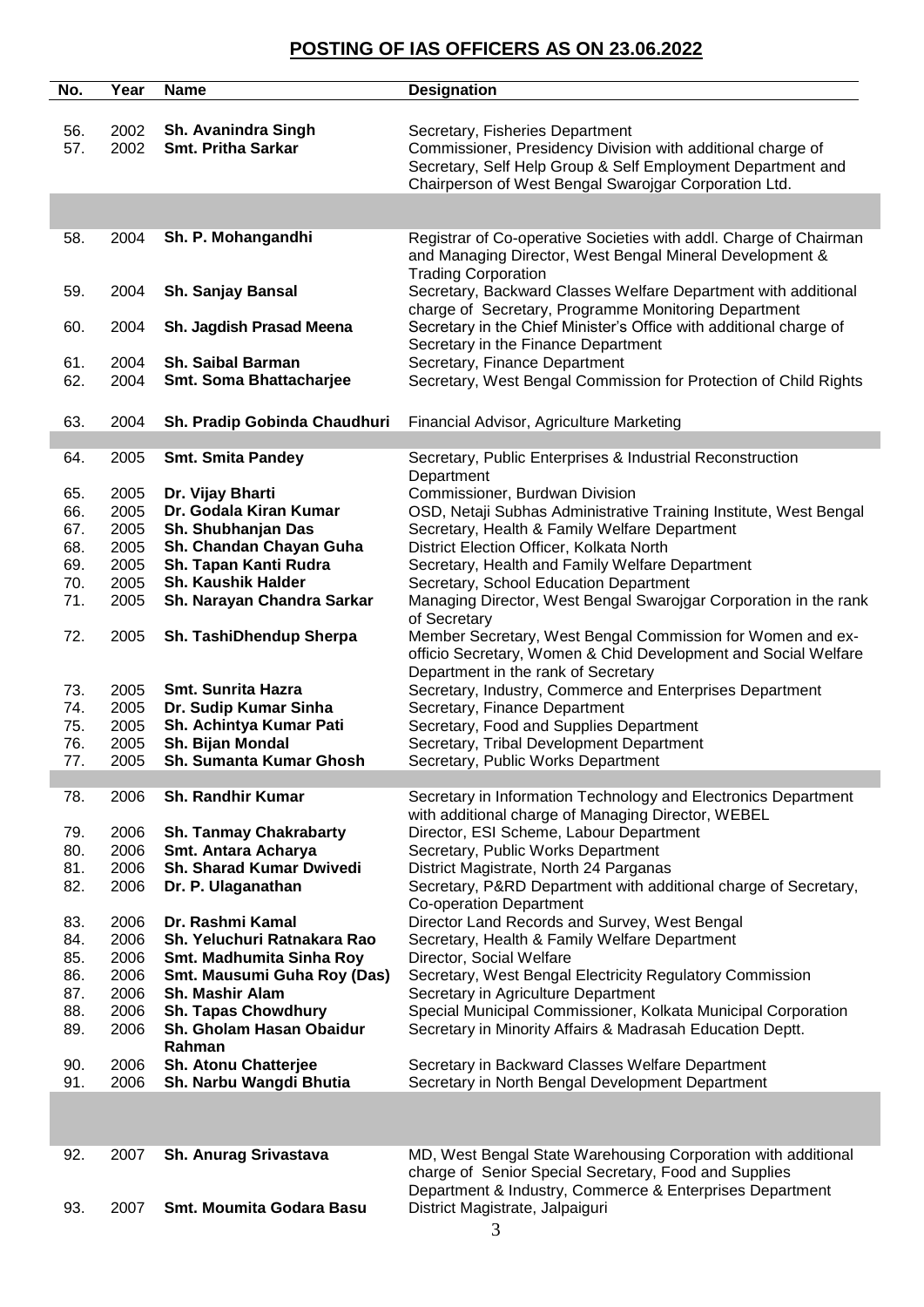## POSTING OF IAS OFFICERS AS ON 23.06.2022

| No. | Year | Name | Designation |
|---|---|---|---|
| 56. | 2002 | **Sh. Avanindra Singh** | Secretary, Fisheries Department |
| 57. | 2002 | **Smt. Pritha Sarkar** | Commissioner, Presidency Division with additional charge of Secretary, Self Help Group & Self Employment Department and Chairperson of West Bengal Swarojgar Corporation Ltd. |
| | | | |
| 58. | 2004 | **Sh. P. Mohangandhi** | Registrar of Co-operative Societies with addl. Charge of Chairman and Managing Director, West Bengal Mineral Development & Trading Corporation |
| 59. | 2004 | **Sh. Sanjay Bansal** | Secretary, Backward Classes Welfare Department with additional charge of Secretary, Programme Monitoring Department |
| 60. | 2004 | **Sh. Jagdish Prasad Meena** | Secretary in the Chief Minister's Office with additional charge of Secretary in the Finance Department |
| 61. | 2004 | **Sh. Saibal Barman** | Secretary, Finance Department |
| 62. | 2004 | **Smt. Soma Bhattacharjee** | Secretary, West Bengal Commission for Protection of Child Rights |
| 63. | 2004 | **Sh. Pradip Gobinda Chaudhuri** | Financial Advisor, Agriculture Marketing |
| | | | |
| 64. | 2005 | **Smt. Smita Pandey** | Secretary, Public Enterprises & Industrial Reconstruction Department |
| 65. | 2005 | **Dr. Vijay Bharti** | Commissioner, Burdwan Division |
| 66. | 2005 | **Dr. Godala Kiran Kumar** | OSD, Netaji Subhas Administrative Training Institute, West Bengal |
| 67. | 2005 | **Sh. Shubhanjan Das** | Secretary, Health & Family Welfare Department |
| 68. | 2005 | **Sh. Chandan Chayan Guha** | District Election Officer, Kolkata North |
| 69. | 2005 | **Sh. Tapan Kanti Rudra** | Secretary, Health and Family Welfare Department |
| 70. | 2005 | **Sh. Kaushik Halder** | Secretary, School Education Department |
| 71. | 2005 | **Sh. Narayan Chandra Sarkar** | Managing Director, West Bengal Swarojgar Corporation in the rank of Secretary |
| 72. | 2005 | **Sh. TashiDhendup Sherpa** | Member Secretary, West Bengal Commission for Women and ex-officio Secretary, Women & Chid Development and Social Welfare Department in the rank of Secretary |
| 73. | 2005 | **Smt. Sunrita Hazra** | Secretary, Industry, Commerce and Enterprises Department |
| 74. | 2005 | **Dr. Sudip Kumar Sinha** | Secretary, Finance Department |
| 75. | 2005 | **Sh. Achintya Kumar Pati** | Secretary, Food and Supplies Department |
| 76. | 2005 | **Sh. Bijan Mondal** | Secretary, Tribal Development Department |
| 77. | 2005 | **Sh. Sumanta Kumar Ghosh** | Secretary, Public Works Department |
| | | | |
| 78. | 2006 | **Sh. Randhir Kumar** | Secretary in Information Technology and Electronics Department with additional charge of Managing Director, WEBEL |
| 79. | 2006 | **Sh. Tanmay Chakrabarty** | Director, ESI Scheme, Labour Department |
| 80. | 2006 | **Smt. Antara Acharya** | Secretary, Public Works Department |
| 81. | 2006 | **Sh. Sharad Kumar Dwivedi** | District Magistrate, North 24 Parganas |
| 82. | 2006 | **Dr. P. Ulaganathan** | Secretary, P&RD Department with additional charge of Secretary, Co-operation Department |
| 83. | 2006 | **Dr. Rashmi Kamal** | Director Land Records and Survey, West Bengal |
| 84. | 2006 | **Sh. Yeluchuri Ratnakara Rao** | Secretary, Health & Family Welfare Department |
| 85. | 2006 | **Smt. Madhumita Sinha Roy** | Director, Social Welfare |
| 86. | 2006 | **Smt. Mausumi Guha Roy (Das)** | Secretary, West Bengal Electricity Regulatory Commission |
| 87. | 2006 | **Sh. Mashir Alam** | Secretary in Agriculture Department |
| 88. | 2006 | **Sh. Tapas Chowdhury** | Special Municipal Commissioner, Kolkata Municipal Corporation |
| 89. | 2006 | **Sh. Gholam Hasan Obaidur Rahman** | Secretary in Minority Affairs & Madrasah Education Deptt. |
| 90. | 2006 | **Sh. Atonu Chatterjee** | Secretary in Backward Classes Welfare Department |
| 91. | 2006 | **Sh. Narbu Wangdi Bhutia** | Secretary in North Bengal Development Department |
| | | | |
| 92. | 2007 | **Sh. Anurag Srivastava** | MD, West Bengal State Warehousing Corporation with additional charge of Senior Special Secretary, Food and Supplies Department & Industry, Commerce & Enterprises Department |
| 93. | 2007 | **Smt. Moumita Godara Basu** | District Magistrate, Jalpaiguri |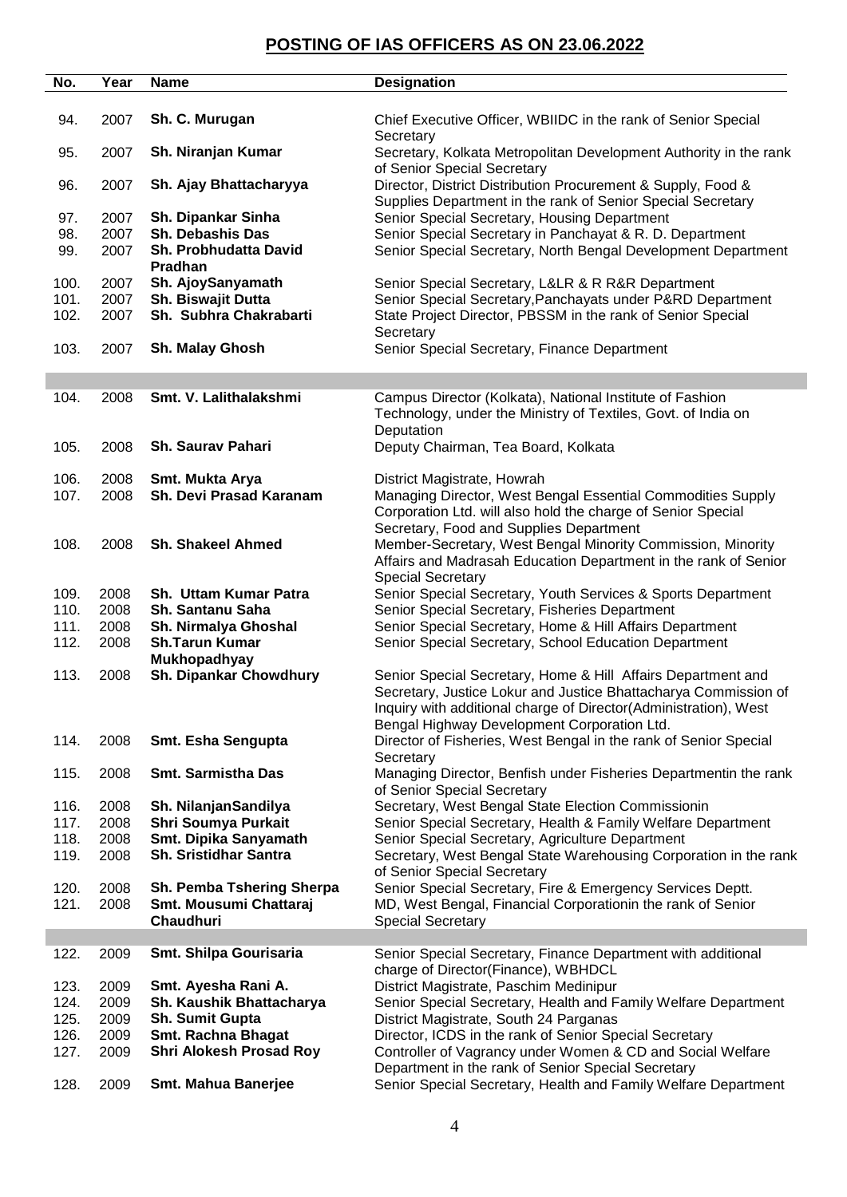## POSTING OF IAS OFFICERS AS ON 23.06.2022

| No. | Year | Name | Designation |
|---|---|---|---|
| 94. | 2007 | **Sh. C. Murugan** | Chief Executive Officer, WBIIDC in the rank of Senior Special Secretary |
| 95. | 2007 | **Sh. Niranjan Kumar** | Secretary, Kolkata Metropolitan Development Authority in the rank of Senior Special Secretary |
| 96. | 2007 | **Sh. Ajay Bhattacharyya** | Director, District Distribution Procurement & Supply, Food & Supplies Department in the rank of Senior Special Secretary |
| 97. | 2007 | **Sh. Dipankar Sinha** | Senior Special Secretary, Housing Department |
| 98. | 2007 | **Sh. Debashis Das** | Senior Special Secretary in Panchayat & R. D. Department |
| 99. | 2007 | **Sh. Probhudatta David Pradhan** | Senior Special Secretary, North Bengal Development Department |
| 100. | 2007 | **Sh. AjoySanyamath** | Senior Special Secretary, L&LR & R R&R Department |
| 101. | 2007 | **Sh. Biswajit Dutta** | Senior Special Secretary,Panchayats under P&RD Department |
| 102. | 2007 | **Sh. Subhra Chakrabarti** | State Project Director, PBSSM in the rank of Senior Special Secretary |
| 103. | 2007 | **Sh. Malay Ghosh** | Senior Special Secretary, Finance Department |
| | | | |
| 104. | 2008 | **Smt. V. Lalithalakshmi** | Campus Director (Kolkata), National Institute of Fashion Technology, under the Ministry of Textiles, Govt. of India on Deputation |
| 105. | 2008 | **Sh. Saurav Pahari** | Deputy Chairman, Tea Board, Kolkata |
| 106. | 2008 | **Smt. Mukta Arya** | District Magistrate, Howrah |
| 107. | 2008 | **Sh. Devi Prasad Karanam** | Managing Director, West Bengal Essential Commodities Supply Corporation Ltd. will also hold the charge of Senior Special Secretary, Food and Supplies Department |
| 108. | 2008 | **Sh. Shakeel Ahmed** | Member-Secretary, West Bengal Minority Commission, Minority Affairs and Madrasah Education Department in the rank of Senior Special Secretary |
| 109. | 2008 | **Sh. Uttam Kumar Patra** | Senior Special Secretary, Youth Services & Sports Department |
| 110. | 2008 | **Sh. Santanu Saha** | Senior Special Secretary, Fisheries Department |
| 111. | 2008 | **Sh. Nirmalya Ghoshal** | Senior Special Secretary, Home & Hill Affairs Department |
| 112. | 2008 | **Sh.Tarun Kumar Mukhopadhyay** | Senior Special Secretary, School Education Department |
| 113. | 2008 | **Sh. Dipankar Chowdhury** | Senior Special Secretary, Home & Hill Affairs Department and Secretary, Justice Lokur and Justice Bhattacharya Commission of Inquiry with additional charge of Director(Administration), West Bengal Highway Development Corporation Ltd. |
| 114. | 2008 | **Smt. Esha Sengupta** | Director of Fisheries, West Bengal in the rank of Senior Special Secretary |
| 115. | 2008 | **Smt. Sarmistha Das** | Managing Director, Benfish under Fisheries Departmentin the rank of Senior Special Secretary |
| 116. | 2008 | **Sh. NilanjanSandilya** | Secretary, West Bengal State Election Commissionin |
| 117. | 2008 | **Shri Soumya Purkait** | Senior Special Secretary, Health & Family Welfare Department |
| 118. | 2008 | **Smt. Dipika Sanyamath** | Senior Special Secretary, Agriculture Department |
| 119. | 2008 | **Sh. Sristidhar Santra** | Secretary, West Bengal State Warehousing Corporation in the rank of Senior Special Secretary |
| 120. | 2008 | **Sh. Pemba Tshering Sherpa** | Senior Special Secretary, Fire & Emergency Services Deptt. |
| 121. | 2008 | **Smt. Mousumi Chattaraj Chaudhuri** | MD, West Bengal, Financial Corporationin the rank of Senior Special Secretary |
| | | | |
| 122. | 2009 | **Smt. Shilpa Gourisaria** | Senior Special Secretary, Finance Department with additional charge of Director(Finance), WBHDCL |
| 123. | 2009 | **Smt. Ayesha Rani A.** | District Magistrate, Paschim Medinipur |
| 124. | 2009 | **Sh. Kaushik Bhattacharya** | Senior Special Secretary, Health and Family Welfare Department |
| 125. | 2009 | **Sh. Sumit Gupta** | District Magistrate, South 24 Parganas |
| 126. | 2009 | **Smt. Rachna Bhagat** | Director, ICDS in the rank of Senior Special Secretary |
| 127. | 2009 | **Shri Alokesh Prosad Roy** | Controller of Vagrancy under Women & CD and Social Welfare Department in the rank of Senior Special Secretary |
| 128. | 2009 | **Smt. Mahua Banerjee** | Senior Special Secretary, Health and Family Welfare Department |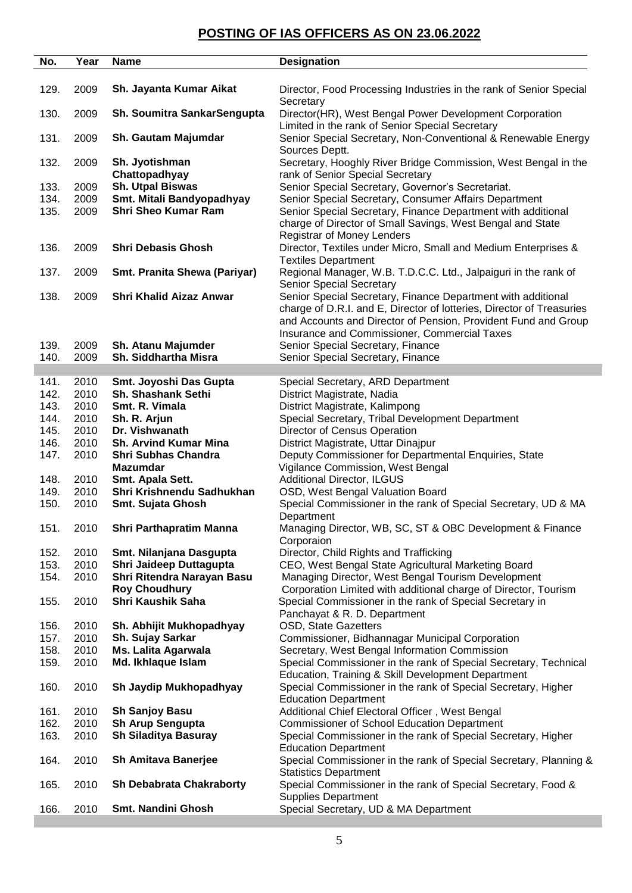## POSTING OF IAS OFFICERS AS ON 23.06.2022

| No. | Year | Name | Designation |
|---|---|---|---|
| 129. | 2009 | **Sh. Jayanta Kumar Aikat** | Director, Food Processing Industries in the rank of Senior Special Secretary |
| 130. | 2009 | **Sh. Soumitra SankarSengupta** | Director(HR), West Bengal Power Development Corporation Limited in the rank of Senior Special Secretary |
| 131. | 2009 | **Sh. Gautam Majumdar** | Senior Special Secretary, Non-Conventional & Renewable Energy Sources Deptt. |
| 132. | 2009 | **Sh. Jyotishman Chattopadhyay** | Secretary, Hooghly River Bridge Commission, West Bengal in the rank of Senior Special Secretary |
| 133. | 2009 | **Sh. Utpal Biswas** | Senior Special Secretary, Governor's Secretariat. |
| 134. | 2009 | **Smt. Mitali Bandyopadhyay** | Senior Special Secretary, Consumer Affairs Department |
| 135. | 2009 | **Shri Sheo Kumar Ram** | Senior Special Secretary, Finance Department with additional charge of Director of Small Savings, West Bengal and State Registrar of Money Lenders |
| 136. | 2009 | **Shri Debasis Ghosh** | Director, Textiles under Micro, Small and Medium Enterprises & Textiles Department |
| 137. | 2009 | **Smt. Pranita Shewa (Pariyar)** | Regional Manager, W.B. T.D.C.C. Ltd., Jalpaiguri in the rank of Senior Special Secretary |
| 138. | 2009 | **Shri Khalid Aizaz Anwar** | Senior Special Secretary, Finance Department with additional charge of D.R.I. and E, Director of lotteries, Director of Treasuries and Accounts and Director of Pension, Provident Fund and Group Insurance and Commissioner, Commercial Taxes |
| 139. | 2009 | **Sh. Atanu Majumder** | Senior Special Secretary, Finance |
| 140. | 2009 | **Sh. Siddhartha Misra** | Senior Special Secretary, Finance |
| 141. | 2010 | **Smt. Joyoshi Das Gupta** | Special Secretary, ARD Department |
| 142. | 2010 | **Sh. Shashank Sethi** | District Magistrate, Nadia |
| 143. | 2010 | **Smt. R. Vimala** | District Magistrate, Kalimpong |
| 144. | 2010 | **Sh. R. Arjun** | Special Secretary, Tribal Development Department |
| 145. | 2010 | **Dr. Vishwanath** | Director of Census Operation |
| 146. | 2010 | **Sh. Arvind Kumar Mina** | District Magistrate, Uttar Dinajpur |
| 147. | 2010 | **Shri Subhas Chandra Mazumdar** | Deputy Commissioner for Departmental Enquiries, State Vigilance Commission, West Bengal |
| 148. | 2010 | **Smt. Apala Sett.** | Additional Director, ILGUS |
| 149. | 2010 | **Shri Krishnendu Sadhukhan** | OSD, West Bengal Valuation Board |
| 150. | 2010 | **Smt. Sujata Ghosh** | Special Commissioner in the rank of Special Secretary, UD & MA Department |
| 151. | 2010 | **Shri Parthapratim Manna** | Managing Director, WB, SC, ST & OBC Development & Finance Corporaion |
| 152. | 2010 | **Smt. Nilanjana Dasgupta** | Director, Child Rights and Trafficking |
| 153. | 2010 | **Shri Jaideep Duttagupta** | CEO, West Bengal State Agricultural Marketing Board |
| 154. | 2010 | **Shri Ritendra Narayan Basu Roy Choudhury** | Managing Director, West Bengal Tourism Development Corporation Limited with additional charge of Director, Tourism |
| 155. | 2010 | **Shri Kaushik Saha** | Special Commissioner in the rank of Special Secretary in Panchayat & R. D. Department |
| 156. | 2010 | **Sh. Abhijit Mukhopadhyay** | OSD, State Gazetters |
| 157. | 2010 | **Sh. Sujay Sarkar** | Commissioner, Bidhannagar Municipal Corporation |
| 158. | 2010 | **Ms. Lalita Agarwala** | Secretary, West Bengal Information Commission |
| 159. | 2010 | **Md. Ikhlaque Islam** | Special Commissioner in the rank of Special Secretary, Technical Education, Training & Skill Development Department |
| 160. | 2010 | **Sh Jaydip Mukhopadhyay** | Special Commissioner in the rank of Special Secretary, Higher Education Department |
| 161. | 2010 | **Sh Sanjoy Basu** | Additional Chief Electoral Officer , West Bengal |
| 162. | 2010 | **Sh Arup Sengupta** | Commissioner of School Education Department |
| 163. | 2010 | **Sh Siladitya Basuray** | Special Commissioner in the rank of Special Secretary, Higher Education Department |
| 164. | 2010 | **Sh Amitava Banerjee** | Special Commissioner in the rank of Special Secretary, Planning & Statistics Department |
| 165. | 2010 | **Sh Debabrata Chakraborty** | Special Commissioner in the rank of Special Secretary, Food & Supplies Department |
| 166. | 2010 | **Smt. Nandini Ghosh** | Special Secretary, UD & MA Department |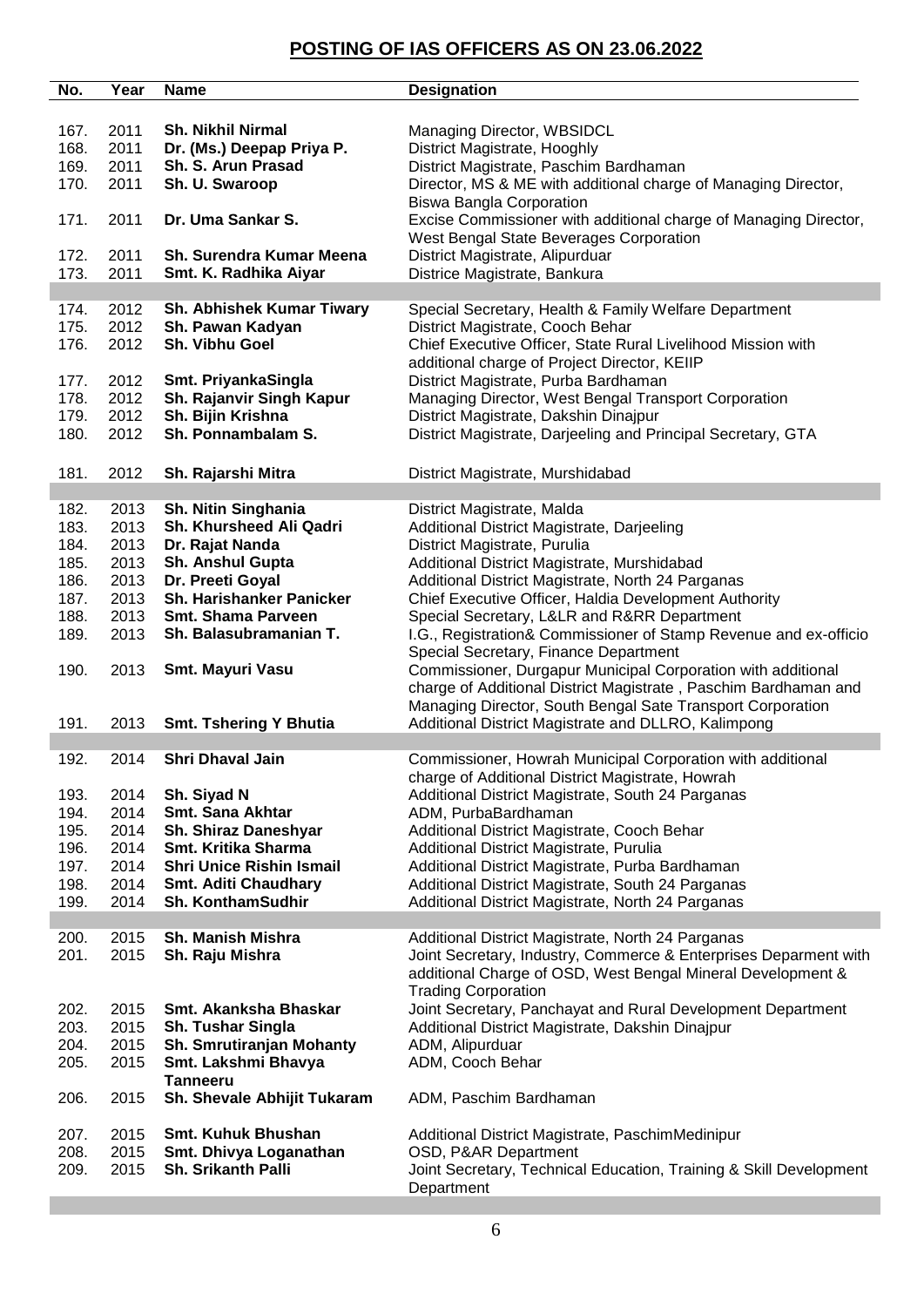## POSTING OF IAS OFFICERS AS ON 23.06.2022

| No. | Year | Name | Designation |
|---|---|---|---|
| 167. | 2011 | **Sh. Nikhil Nirmal** | Managing Director, WBSIDCL |
| 168. | 2011 | **Dr. (Ms.) Deepap Priya P.** | District Magistrate, Hooghly |
| 169. | 2011 | **Sh. S. Arun Prasad** | District Magistrate, Paschim Bardhaman |
| 170. | 2011 | **Sh. U. Swaroop** | Director, MS & ME with additional charge of Managing Director, Biswa Bangla Corporation |
| 171. | 2011 | **Dr. Uma Sankar S.** | Excise Commissioner with additional charge of Managing Director, West Bengal State Beverages Corporation |
| 172. | 2011 | **Sh. Surendra Kumar Meena** | District Magistrate, Alipurduar |
| 173. | 2011 | **Smt. K. Radhika Aiyar** | Districe Magistrate, Bankura |
| 174. | 2012 | **Sh. Abhishek Kumar Tiwary** | Special Secretary, Health & Family Welfare Department |
| 175. | 2012 | **Sh. Pawan Kadyan** | District Magistrate, Cooch Behar |
| 176. | 2012 | **Sh. Vibhu Goel** | Chief Executive Officer, State Rural Livelihood Mission with additional charge of Project Director, KEIIP |
| 177. | 2012 | **Smt. PriyankaSingla** | District Magistrate, Purba Bardhaman |
| 178. | 2012 | **Sh. Rajanvir Singh Kapur** | Managing Director, West Bengal Transport Corporation |
| 179. | 2012 | **Sh. Bijin Krishna** | District Magistrate, Dakshin Dinajpur |
| 180. | 2012 | **Sh. Ponnambalam S.** | District Magistrate, Darjeeling and Principal Secretary, GTA |
| 181. | 2012 | **Sh. Rajarshi Mitra** | District Magistrate, Murshidabad |
| 182. | 2013 | **Sh. Nitin Singhania** | District Magistrate, Malda |
| 183. | 2013 | **Sh. Khursheed Ali Qadri** | Additional District Magistrate, Darjeeling |
| 184. | 2013 | **Dr. Rajat Nanda** | District Magistrate, Purulia |
| 185. | 2013 | **Sh. Anshul Gupta** | Additional District Magistrate, Murshidabad |
| 186. | 2013 | **Dr. Preeti Goyal** | Additional District Magistrate, North 24 Parganas |
| 187. | 2013 | **Sh. Harishanker Panicker** | Chief Executive Officer, Haldia Development Authority |
| 188. | 2013 | **Smt. Shama Parveen** | Special Secretary, L&LR and R&RR Department |
| 189. | 2013 | **Sh. Balasubramanian T.** | I.G., Registration& Commissioner of Stamp Revenue and ex-officio Special Secretary, Finance Department |
| 190. | 2013 | **Smt. Mayuri Vasu** | Commissioner, Durgapur Municipal Corporation with additional charge of Additional District Magistrate , Paschim Bardhaman and Managing Director, South Bengal Sate Transport Corporation |
| 191. | 2013 | **Smt. Tshering Y Bhutia** | Additional District Magistrate and DLLRO, Kalimpong |
| 192. | 2014 | **Shri Dhaval Jain** | Commissioner, Howrah Municipal Corporation with additional charge of Additional District Magistrate, Howrah |
| 193. | 2014 | **Sh. Siyad N** | Additional District Magistrate, South 24 Parganas |
| 194. | 2014 | **Smt. Sana Akhtar** | ADM, PurbaBardhaman |
| 195. | 2014 | **Sh. Shiraz Daneshyar** | Additional District Magistrate, Cooch Behar |
| 196. | 2014 | **Smt. Kritika Sharma** | Additional District Magistrate, Purulia |
| 197. | 2014 | **Shri Unice Rishin Ismail** | Additional District Magistrate, Purba Bardhaman |
| 198. | 2014 | **Smt. Aditi Chaudhary** | Additional District Magistrate, South 24 Parganas |
| 199. | 2014 | **Sh. KonthamSudhir** | Additional District Magistrate, North 24 Parganas |
| 200. | 2015 | **Sh. Manish Mishra** | Additional District Magistrate, North 24 Parganas |
| 201. | 2015 | **Sh. Raju Mishra** | Joint Secretary, Industry, Commerce & Enterprises Deparment with additional Charge of OSD, West Bengal Mineral Development & Trading Corporation |
| 202. | 2015 | **Smt. Akanksha Bhaskar** | Joint Secretary, Panchayat and Rural Development Department |
| 203. | 2015 | **Sh. Tushar Singla** | Additional District Magistrate, Dakshin Dinajpur |
| 204. | 2015 | **Sh. Smrutiranjan Mohanty** | ADM, Alipurduar |
| 205. | 2015 | **Smt. Lakshmi Bhavya Tanneeru** | ADM, Cooch Behar |
| 206. | 2015 | **Sh. Shevale Abhijit Tukaram** | ADM, Paschim Bardhaman |
| 207. | 2015 | **Smt. Kuhuk Bhushan** | Additional District Magistrate, PaschimMedinipur |
| 208. | 2015 | **Smt. Dhivya Loganathan** | OSD, P&AR Department |
| 209. | 2015 | **Sh. Srikanth Palli** | Joint Secretary, Technical Education, Training & Skill Development Department |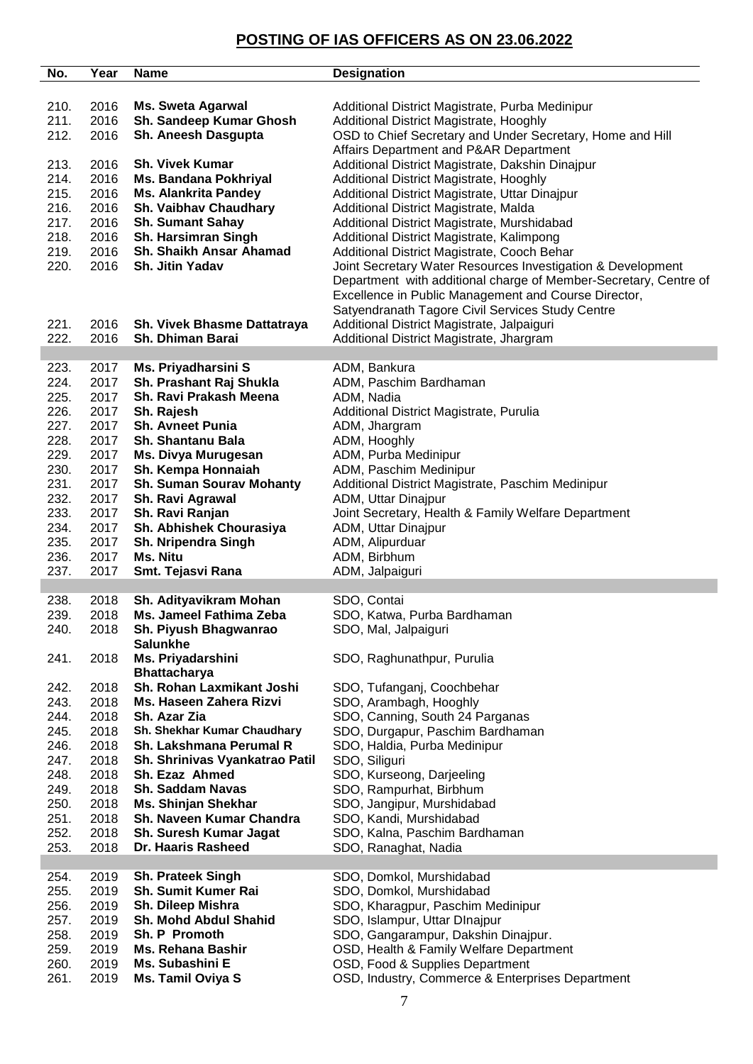## POSTING OF IAS OFFICERS AS ON 23.06.2022

| No. | Year | Name | Designation |
|---|---|---|---|
| 210. | 2016 | **Ms. Sweta Agarwal** | Additional District Magistrate, Purba Medinipur |
| 211. | 2016 | **Sh. Sandeep Kumar Ghosh** | Additional District Magistrate, Hooghly |
| 212. | 2016 | **Sh. Aneesh Dasgupta** | OSD to Chief Secretary and Under Secretary, Home and Hill Affairs Department and P&AR Department |
| 213. | 2016 | **Sh. Vivek Kumar** | Additional District Magistrate, Dakshin Dinajpur |
| 214. | 2016 | **Ms. Bandana Pokhriyal** | Additional District Magistrate, Hooghly |
| 215. | 2016 | **Ms. Alankrita Pandey** | Additional District Magistrate, Uttar Dinajpur |
| 216. | 2016 | **Sh. Vaibhav Chaudhary** | Additional District Magistrate, Malda |
| 217. | 2016 | **Sh. Sumant Sahay** | Additional District Magistrate, Murshidabad |
| 218. | 2016 | **Sh. Harsimran Singh** | Additional District Magistrate, Kalimpong |
| 219. | 2016 | **Sh. Shaikh Ansar Ahamad** | Additional District Magistrate, Cooch Behar |
| 220. | 2016 | **Sh. Jitin Yadav** | Joint Secretary Water Resources Investigation & Development Department with additional charge of Member-Secretary, Centre of Excellence in Public Management and Course Director, Satyendranath Tagore Civil Services Study Centre |
| 221. | 2016 | **Sh. Vivek Bhasme Dattatraya** | Additional District Magistrate, Jalpaiguri |
| 222. | 2016 | **Sh. Dhiman Barai** | Additional District Magistrate, Jhargram |
| 223. | 2017 | **Ms. Priyadharsini S** | ADM, Bankura |
| 224. | 2017 | **Sh. Prashant Raj Shukla** | ADM, Paschim Bardhaman |
| 225. | 2017 | **Sh. Ravi Prakash Meena** | ADM, Nadia |
| 226. | 2017 | **Sh. Rajesh** | Additional District Magistrate, Purulia |
| 227. | 2017 | **Sh. Avneet Punia** | ADM, Jhargram |
| 228. | 2017 | **Sh. Shantanu Bala** | ADM, Hooghly |
| 229. | 2017 | **Ms. Divya Murugesan** | ADM, Purba Medinipur |
| 230. | 2017 | **Sh. Kempa Honnaiah** | ADM, Paschim Medinipur |
| 231. | 2017 | **Sh. Suman Sourav Mohanty** | Additional District Magistrate, Paschim Medinipur |
| 232. | 2017 | **Sh. Ravi Agrawal** | ADM, Uttar Dinajpur |
| 233. | 2017 | **Sh. Ravi Ranjan** | Joint Secretary, Health & Family Welfare Department |
| 234. | 2017 | **Sh. Abhishek Chourasiya** | ADM, Uttar Dinajpur |
| 235. | 2017 | **Sh. Nripendra Singh** | ADM, Alipurduar |
| 236. | 2017 | **Ms. Nitu** | ADM, Birbhum |
| 237. | 2017 | **Smt. Tejasvi Rana** | ADM, Jalpaiguri |
| 238. | 2018 | **Sh. Adityavikram Mohan** | SDO, Contai |
| 239. | 2018 | **Ms. Jameel Fathima Zeba** | SDO, Katwa, Purba Bardhaman |
| 240. | 2018 | **Sh. Piyush Bhagwanrao Salunkhe** | SDO, Mal, Jalpaiguri |
| 241. | 2018 | **Ms. Priyadarshini Bhattacharya** | SDO, Raghunathpur, Purulia |
| 242. | 2018 | **Sh. Rohan Laxmikant Joshi** | SDO, Tufanganj, Coochbehar |
| 243. | 2018 | **Ms. Haseen Zahera Rizvi** | SDO, Arambagh, Hooghly |
| 244. | 2018 | **Sh. Azar Zia** | SDO, Canning, South 24 Parganas |
| 245. | 2018 | **Sh. Shekhar Kumar Chaudhary** | SDO, Durgapur, Paschim Bardhaman |
| 246. | 2018 | **Sh. Lakshmana Perumal R** | SDO, Haldia, Purba Medinipur |
| 247. | 2018 | **Sh. Shrinivas Vyankatrao Patil** | SDO, Siliguri |
| 248. | 2018 | **Sh. Ezaz Ahmed** | SDO, Kurseong, Darjeeling |
| 249. | 2018 | **Sh. Saddam Navas** | SDO, Rampurhat, Birbhum |
| 250. | 2018 | **Ms. Shinjan Shekhar** | SDO, Jangipur, Murshidabad |
| 251. | 2018 | **Sh. Naveen Kumar Chandra** | SDO, Kandi, Murshidabad |
| 252. | 2018 | **Sh. Suresh Kumar Jagat** | SDO, Kalna, Paschim Bardhaman |
| 253. | 2018 | **Dr. Haaris Rasheed** | SDO, Ranaghat, Nadia |
| 254. | 2019 | **Sh. Prateek Singh** | SDO, Domkol, Murshidabad |
| 255. | 2019 | **Sh. Sumit Kumer Rai** | SDO, Domkol, Murshidabad |
| 256. | 2019 | **Sh. Dileep Mishra** | SDO, Kharagpur, Paschim Medinipur |
| 257. | 2019 | **Sh. Mohd Abdul Shahid** | SDO, Islampur, Uttar DInajpur |
| 258. | 2019 | **Sh. P Promoth** | SDO, Gangarampur, Dakshin Dinajpur. |
| 259. | 2019 | **Ms. Rehana Bashir** | OSD, Health & Family Welfare Department |
| 260. | 2019 | **Ms. Subashini E** | OSD, Food & Supplies Department |
| 261. | 2019 | **Ms. Tamil Oviya S** | OSD, Industry, Commerce & Enterprises Department |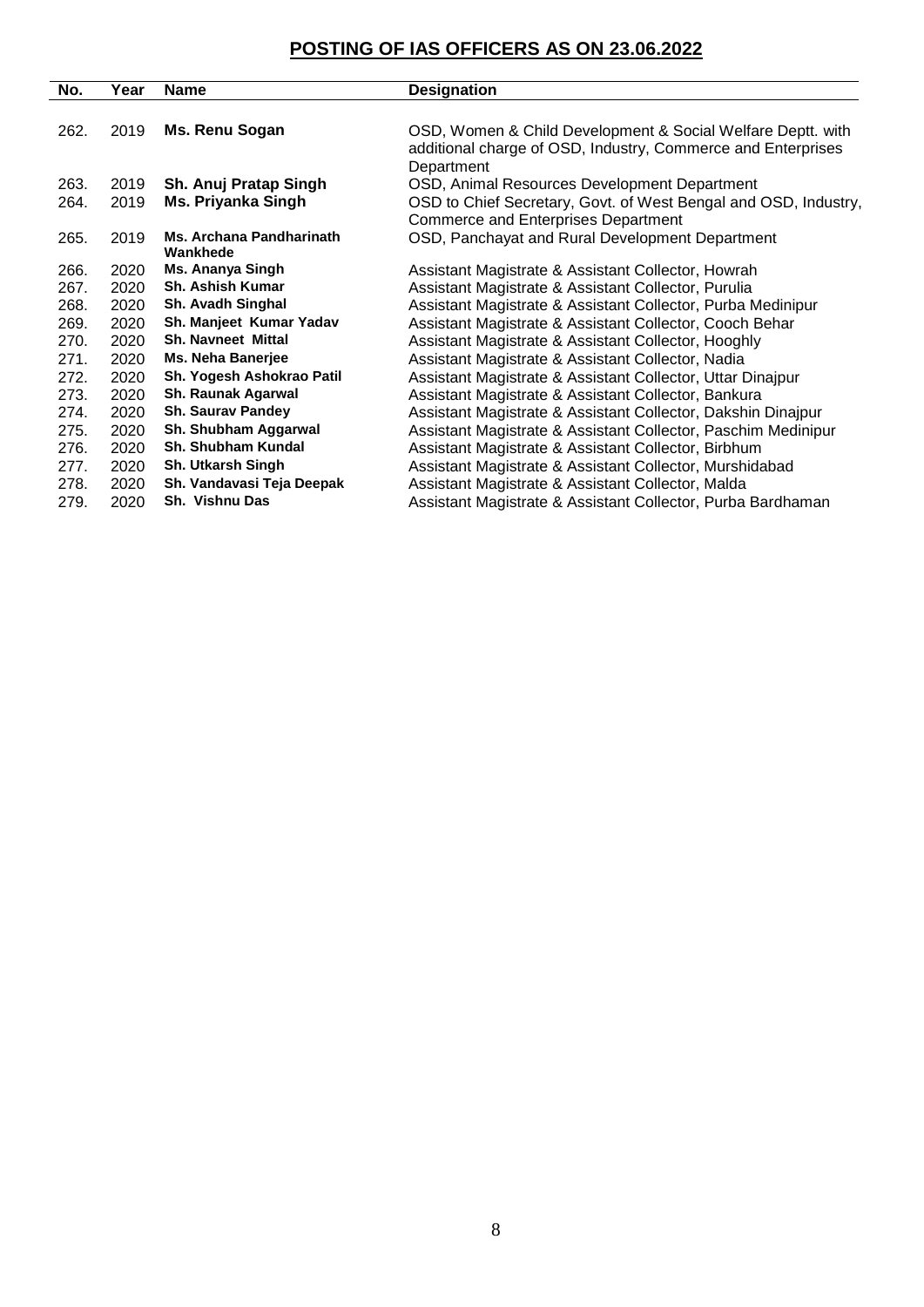## POSTING OF IAS OFFICERS AS ON 23.06.2022

| No. | Year | Name | Designation |
|---|---|---|---|
| 262. | 2019 | **Ms. Renu Sogan** | OSD, Women & Child Development & Social Welfare Deptt. with additional charge of OSD, Industry, Commerce and Enterprises Department |
| 263. | 2019 | **Sh. Anuj Pratap Singh** | OSD, Animal Resources Development Department |
| 264. | 2019 | **Ms. Priyanka Singh** | OSD to Chief Secretary, Govt. of West Bengal and OSD, Industry, Commerce and Enterprises Department |
| 265. | 2019 | **Ms. Archana Pandharinath Wankhede** | OSD, Panchayat and Rural Development Department |
| 266. | 2020 | **Ms. Ananya Singh** | Assistant Magistrate & Assistant Collector, Howrah |
| 267. | 2020 | **Sh. Ashish Kumar** | Assistant Magistrate & Assistant Collector, Purulia |
| 268. | 2020 | **Sh. Avadh Singhal** | Assistant Magistrate & Assistant Collector, Purba Medinipur |
| 269. | 2020 | **Sh. Manjeet Kumar Yadav** | Assistant Magistrate & Assistant Collector, Cooch Behar |
| 270. | 2020 | **Sh. Navneet Mittal** | Assistant Magistrate & Assistant Collector, Hooghly |
| 271. | 2020 | **Ms. Neha Banerjee** | Assistant Magistrate & Assistant Collector, Nadia |
| 272. | 2020 | **Sh. Yogesh Ashokrao Patil** | Assistant Magistrate & Assistant Collector, Uttar Dinajpur |
| 273. | 2020 | **Sh. Raunak Agarwal** | Assistant Magistrate & Assistant Collector, Bankura |
| 274. | 2020 | **Sh. Saurav Pandey** | Assistant Magistrate & Assistant Collector, Dakshin Dinajpur |
| 275. | 2020 | **Sh. Shubham Aggarwal** | Assistant Magistrate & Assistant Collector, Paschim Medinipur |
| 276. | 2020 | **Sh. Shubham Kundal** | Assistant Magistrate & Assistant Collector, Birbhum |
| 277. | 2020 | **Sh. Utkarsh Singh** | Assistant Magistrate & Assistant Collector, Murshidabad |
| 278. | 2020 | **Sh. Vandavasi Teja Deepak** | Assistant Magistrate & Assistant Collector, Malda |
| 279. | 2020 | **Sh. Vishnu Das** | Assistant Magistrate & Assistant Collector, Purba Bardhaman |